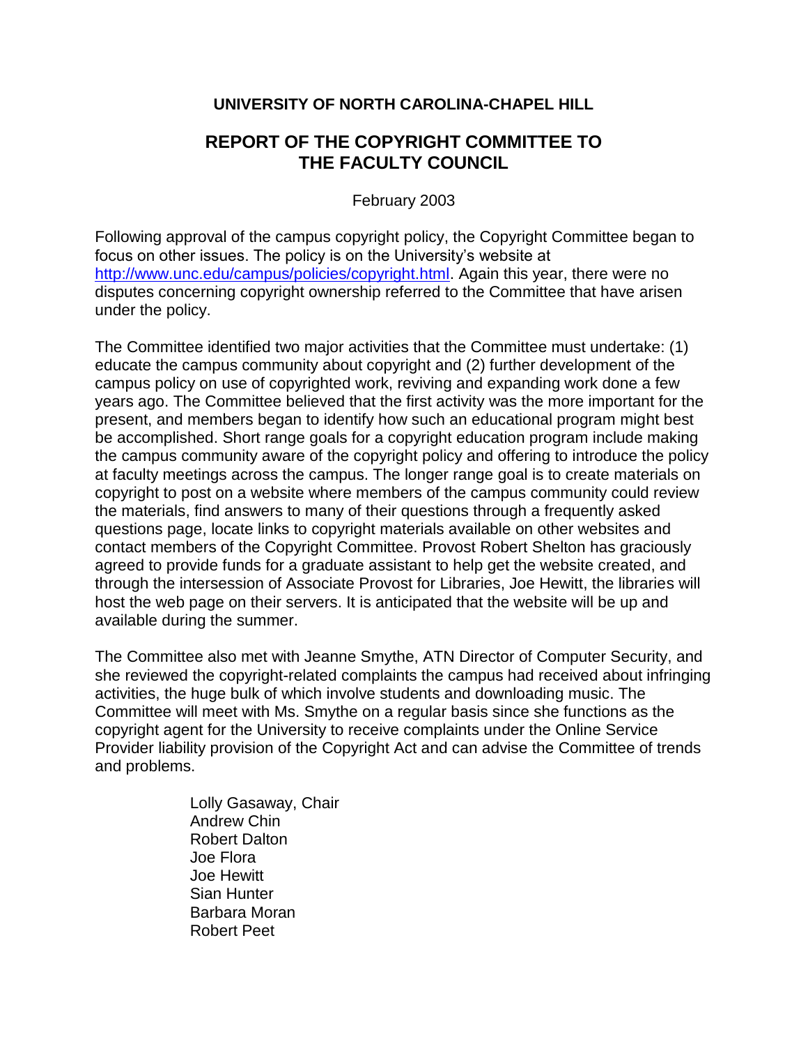**UNIVERSITY OF NORTH CAROLINA-CHAPEL HILL**

# REPORT OF THE COPYRIGHT COMMITTEE TO THE FACULTY COUNCIL

February 2003

Following approval of the campus copyright policy, the Copyright Committee began to focus on other issues. The policy is on the University's website at [http://www.unc.edu/campus/policies/copyright.html](http://www.unc.edu/campus/policies/copyright.html). Again this year, there were no disputes concerning copyright ownership referred to the Committee that have arisen under the policy.

The Committee identified two major activities that the Committee must undertake: (1) educate the campus community about copyright and (2) further development of the campus policy on use of copyrighted work, reviving and expanding work done a few years ago. The Committee believed that the first activity was the more important for the present, and members began to identify how such an educational program might best be accomplished. Short range goals for a copyright education program include making the campus community aware of the copyright policy and offering to introduce the policy at faculty meetings across the campus. The longer range goal is to create materials on copyright to post on a website where members of the campus community could review the materials, find answers to many of their questions through a frequently asked questions page, locate links to copyright materials available on other websites and contact members of the Copyright Committee. Provost Robert Shelton has graciously agreed to provide funds for a graduate assistant to help get the website created, and through the intersession of Associate Provost for Libraries, Joe Hewitt, the libraries will host the web page on their servers. It is anticipated that the website will be up and available during the summer.

The Committee also met with Jeanne Smythe, ATN Director of Computer Security, and she reviewed the copyright-related complaints the campus had received about infringing activities, the huge bulk of which involve students and downloading music. The Committee will meet with Ms. Smythe on a regular basis since she functions as the copyright agent for the University to receive complaints under the Online Service Provider liability provision of the Copyright Act and can advise the Committee of trends and problems.

Lolly Gasaway, Chair
Andrew Chin
Robert Dalton
Joe Flora
Joe Hewitt
Sian Hunter
Barbara Moran
Robert Peet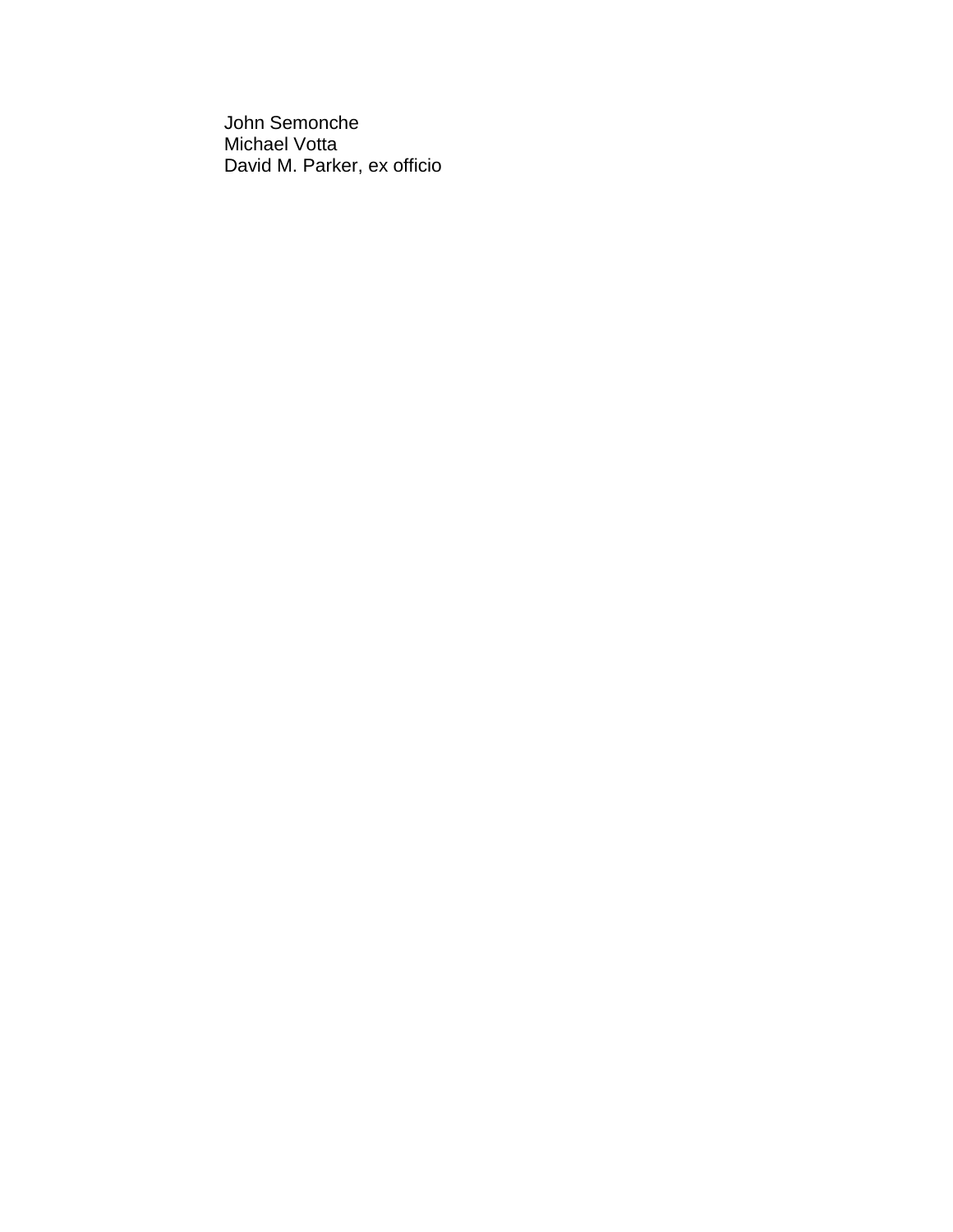John Semonche
Michael Votta
David M. Parker, ex officio